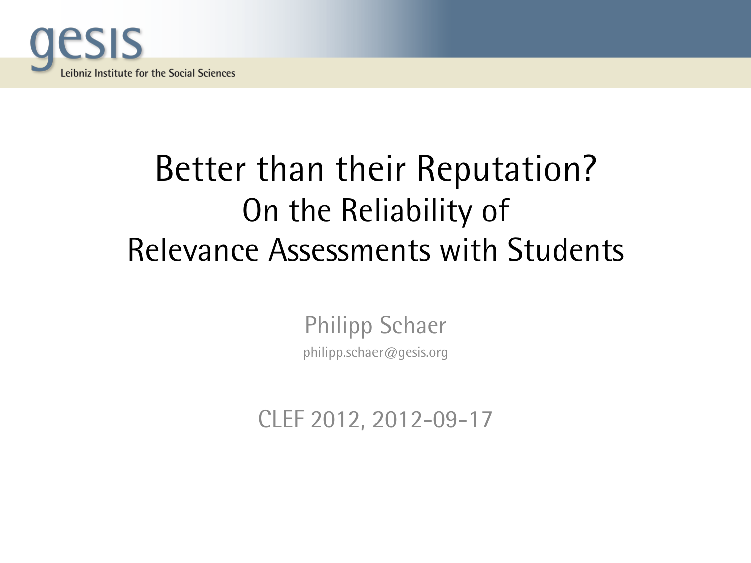gesis

Leibniz Institute for the Social Sciences

# Better than their Reputation?

## On the Reliability of Relevance Assessments with Students

Philipp Schaer

philipp.schaer@gesis.org

CLEF 2012, 2012-09-17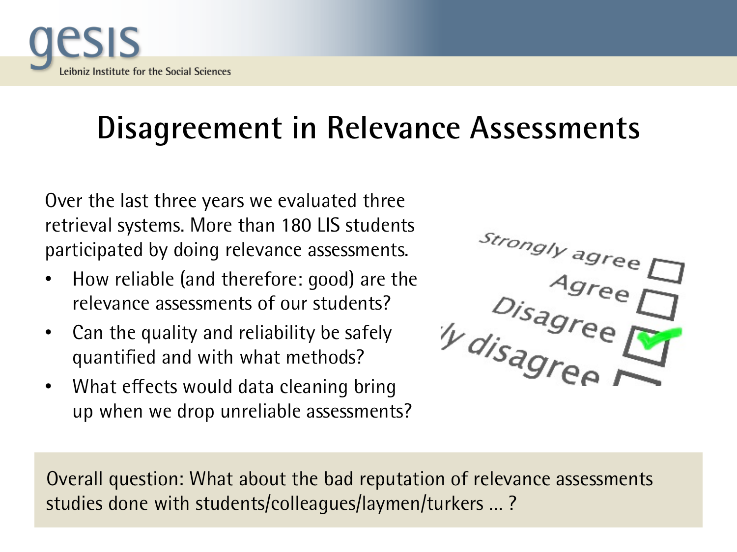# Disagreement in Relevance Assessments

Over the last three years we evaluated three retrieval systems. More than 180 LIS students participated by doing relevance assessments.

- How reliable (and therefore: good) are the relevance assessments of our students?
- Can the quality and reliability be safely quantified and with what methods?
- What effects would data cleaning bring up when we drop unreliable assessments?

Overall question: What about the bad reputation of relevance assessments studies done with students/colleagues/laymen/turkers … ?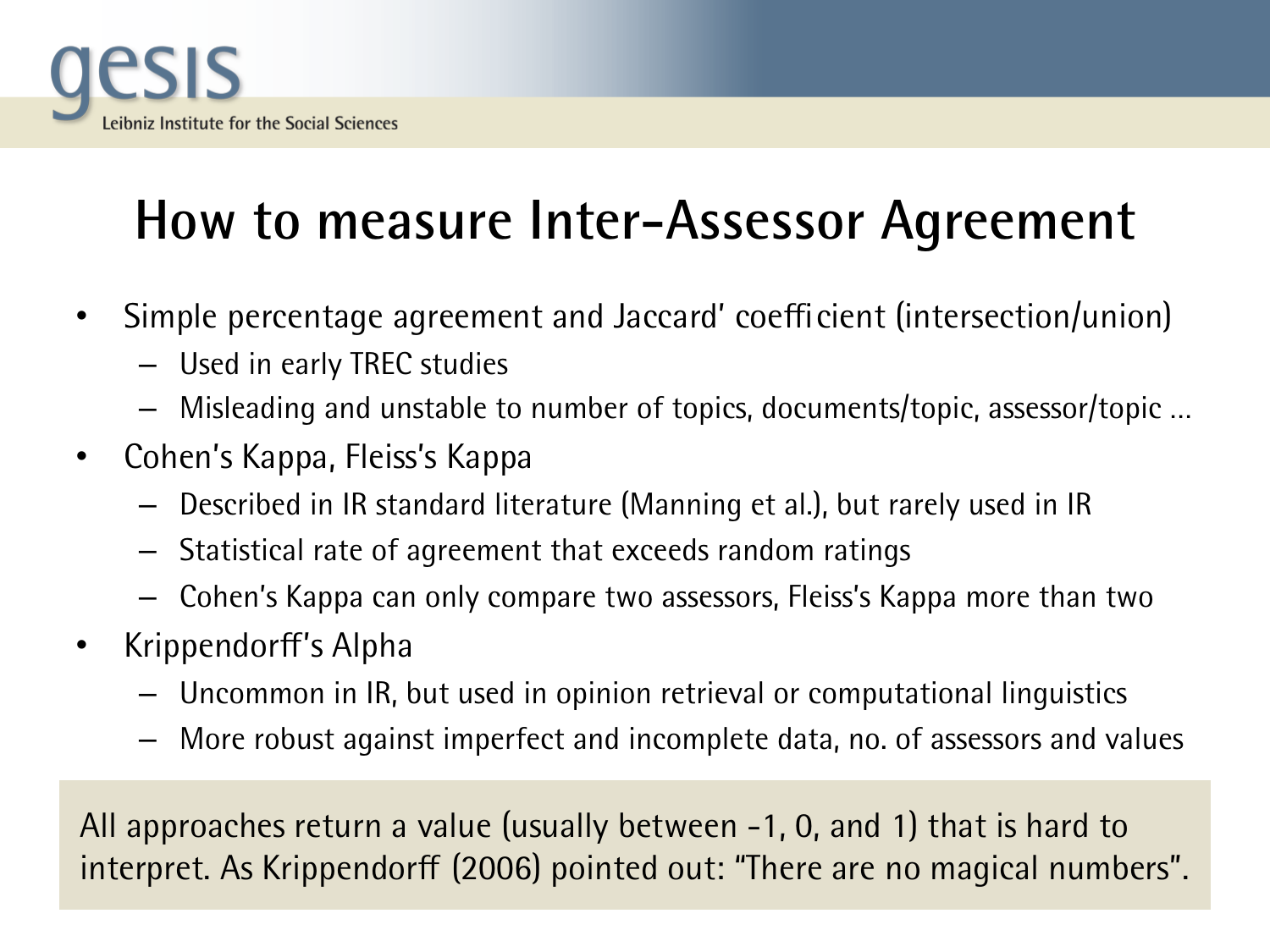# How to measure Inter-Assessor Agreement

- Simple percentage agreement and Jaccard' coefficient (intersection/union)
  - Used in early TREC studies
  - Misleading and unstable to number of topics, documents/topic, assessor/topic …
- Cohen's Kappa, Fleiss's Kappa
  - Described in IR standard literature (Manning et al.), but rarely used in IR
  - Statistical rate of agreement that exceeds random ratings
  - Cohen's Kappa can only compare two assessors, Fleiss's Kappa more than two
- Krippendorff's Alpha
  - Uncommon in IR, but used in opinion retrieval or computational linguistics
  - More robust against imperfect and incomplete data, no. of assessors and values

All approaches return a value (usually between -1, 0, and 1) that is hard to interpret. As Krippendorff (2006) pointed out: "There are no magical numbers".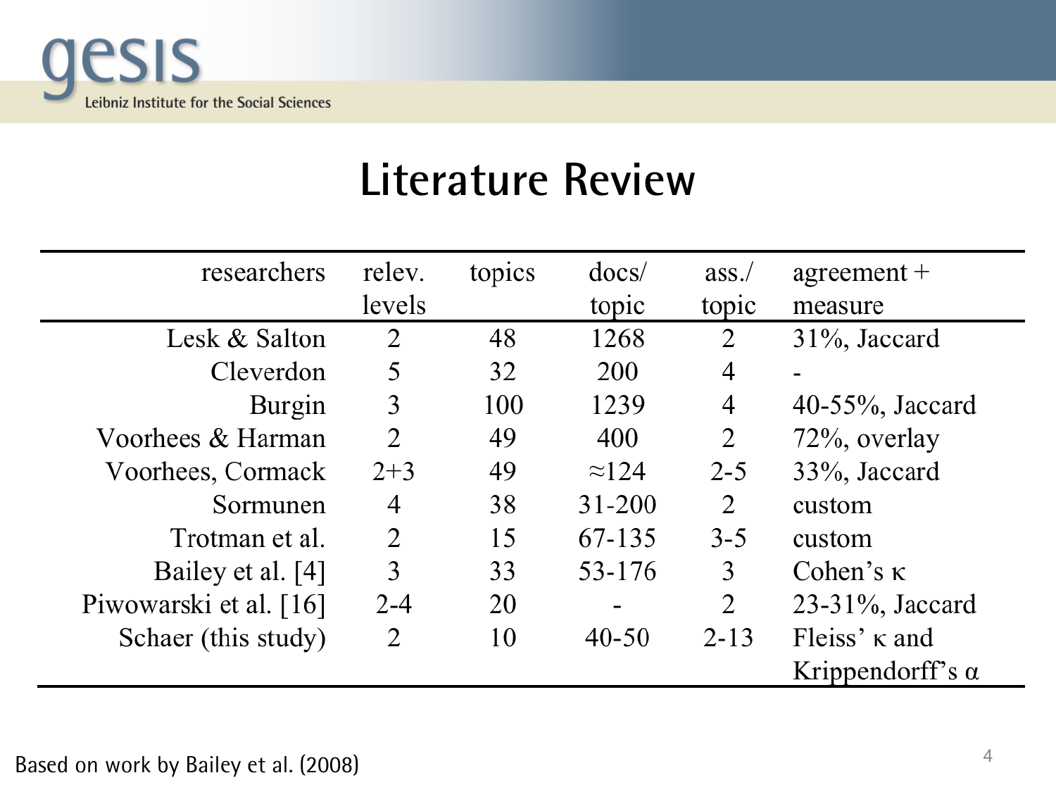# Literature Review

| researchers | relev. levels | topics | docs/ topic | ass./ topic | agreement + measure |
|---|---|---|---|---|---|
| Lesk & Salton | 2 | 48 | 1268 | 2 | 31%, Jaccard |
| Cleverdon | 5 | 32 | 200 | 4 | - |
| Burgin | 3 | 100 | 1239 | 4 | 40-55%, Jaccard |
| Voorhees & Harman | 2 | 49 | 400 | 2 | 72%, overlay |
| Voorhees, Cormack | 2+3 | 49 | ≈124 | 2-5 | 33%, Jaccard |
| Sormunen | 4 | 38 | 31-200 | 2 | custom |
| Trotman et al. | 2 | 15 | 67-135 | 3-5 | custom |
| Bailey et al. [4] | 3 | 33 | 53-176 | 3 | Cohen's κ |
| Piwowarski et al. [16] | 2-4 | 20 | - | 2 | 23-31%, Jaccard |
| Schaer (this study) | 2 | 10 | 40-50 | 2-13 | Fleiss' κ and Krippendorff's α |

Based on work by Bailey et al. (2008)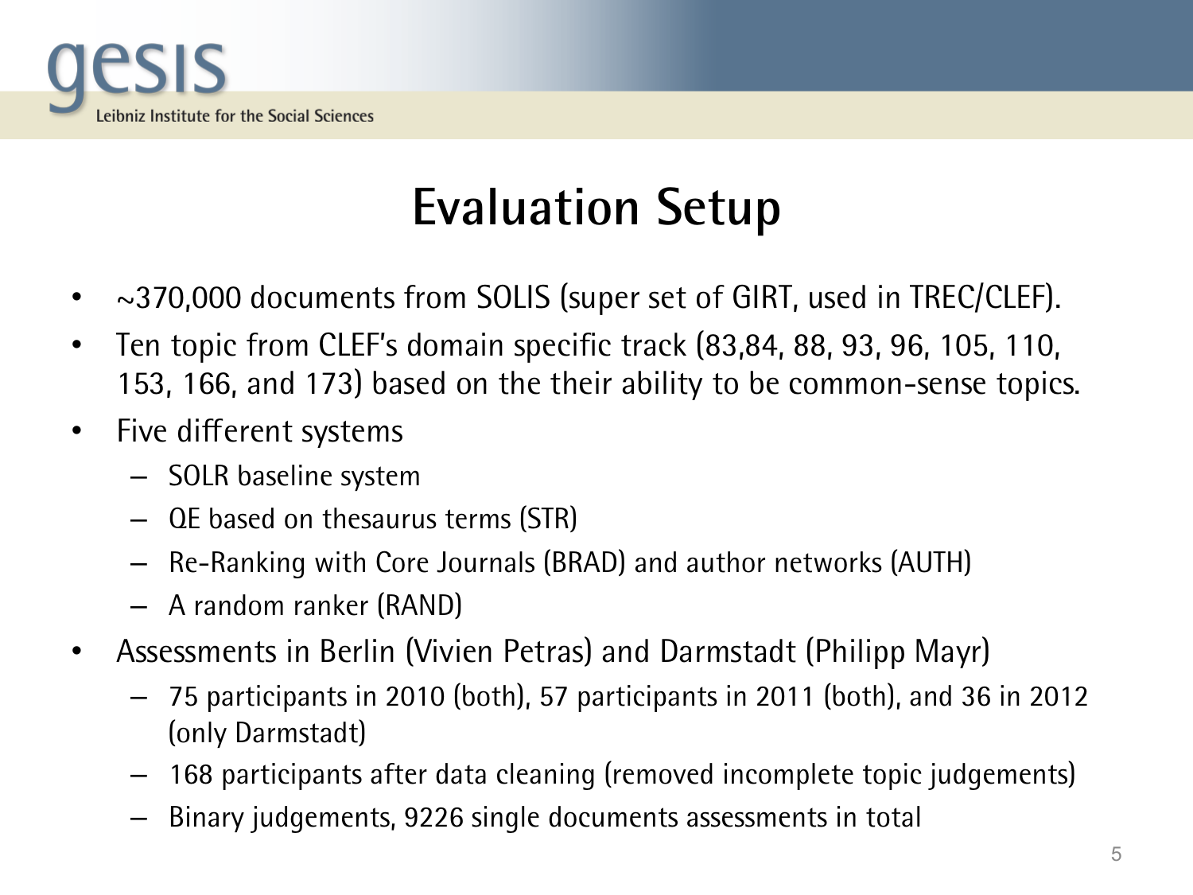# Evaluation Setup

- ~370,000 documents from SOLIS (super set of GIRT, used in TREC/CLEF).
- Ten topic from CLEF's domain specific track (83,84, 88, 93, 96, 105, 110, 153, 166, and 173) based on the their ability to be common-sense topics.
- Five different systems
  - SOLR baseline system
  - QE based on thesaurus terms (STR)
  - Re-Ranking with Core Journals (BRAD) and author networks (AUTH)
  - A random ranker (RAND)
- Assessments in Berlin (Vivien Petras) and Darmstadt (Philipp Mayr)
  - 75 participants in 2010 (both), 57 participants in 2011 (both), and 36 in 2012 (only Darmstadt)
  - 168 participants after data cleaning (removed incomplete topic judgements)
  - Binary judgements, 9226 single documents assessments in total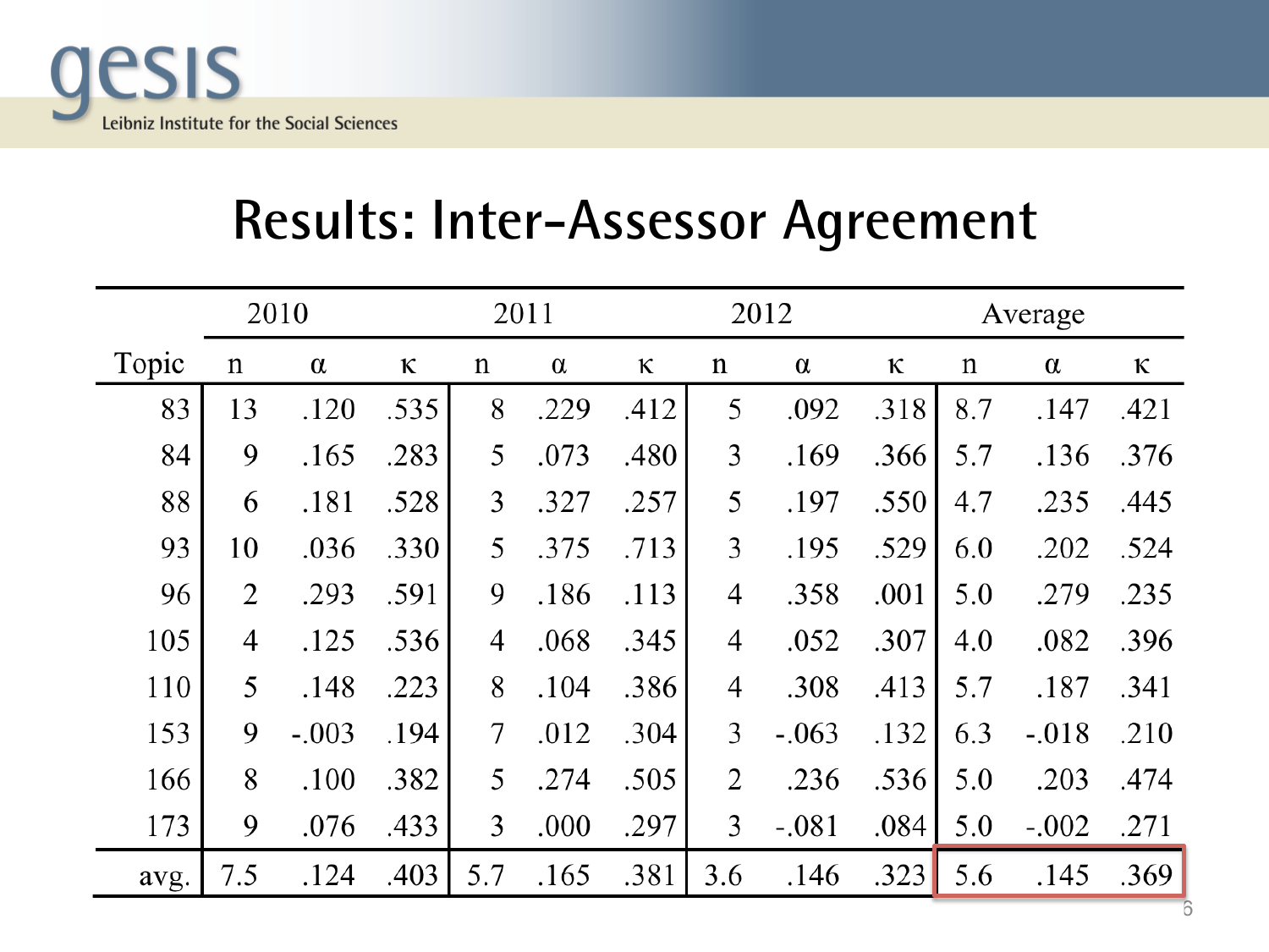# Results: Inter-Assessor Agreement

| | 2010 | | | 2011 | | | 2012 | | | Average | | |
|---|---|---|---|---|---|---|---|---|---|---|---|---|
| Topic | n | α | κ | n | α | κ | n | α | κ | n | α | κ |
| 83 | 13 | .120 | .535 | 8 | .229 | .412 | 5 | .092 | .318 | 8.7 | .147 | .421 |
| 84 | 9 | .165 | .283 | 5 | .073 | .480 | 3 | .169 | .366 | 5.7 | .136 | .376 |
| 88 | 6 | .181 | .528 | 3 | .327 | .257 | 5 | .197 | .550 | 4.7 | .235 | .445 |
| 93 | 10 | .036 | .330 | 5 | .375 | .713 | 3 | .195 | .529 | 6.0 | .202 | .524 |
| 96 | 2 | .293 | .591 | 9 | .186 | .113 | 4 | .358 | .001 | 5.0 | .279 | .235 |
| 105 | 4 | .125 | .536 | 4 | .068 | .345 | 4 | .052 | .307 | 4.0 | .082 | .396 |
| 110 | 5 | .148 | .223 | 8 | .104 | .386 | 4 | .308 | .413 | 5.7 | .187 | .341 |
| 153 | 9 | -.003 | .194 | 7 | .012 | .304 | 3 | -.063 | .132 | 6.3 | -.018 | .210 |
| 166 | 8 | .100 | .382 | 5 | .274 | .505 | 2 | .236 | .536 | 5.0 | .203 | .474 |
| 173 | 9 | .076 | .433 | 3 | .000 | .297 | 3 | -.081 | .084 | 5.0 | -.002 | .271 |
| avg. | 7.5 | .124 | .403 | 5.7 | .165 | .381 | 3.6 | .146 | .323 | 5.6 | .145 | .369 |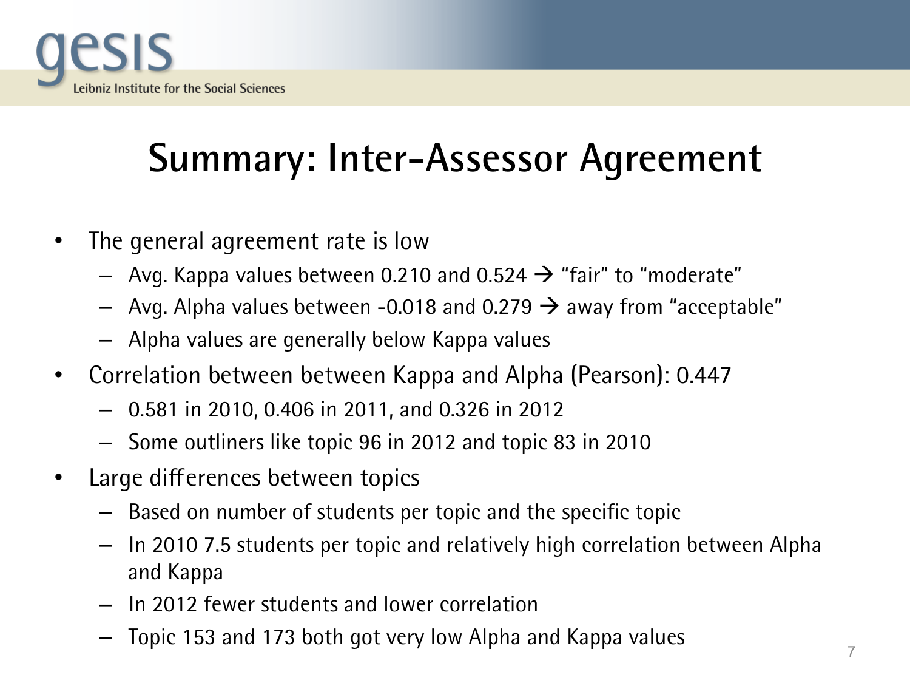# Summary: Inter-Assessor Agreement

- The general agreement rate is low
  - Avg. Kappa values between 0.210 and 0.524 → "fair" to "moderate"
  - Avg. Alpha values between -0.018 and 0.279 → away from "acceptable"
  - Alpha values are generally below Kappa values
- Correlation between between Kappa and Alpha (Pearson): 0.447
  - 0.581 in 2010, 0.406 in 2011, and 0.326 in 2012
  - Some outliners like topic 96 in 2012 and topic 83 in 2010
- Large differences between topics
  - Based on number of students per topic and the specific topic
  - In 2010 7.5 students per topic and relatively high correlation between Alpha and Kappa
  - In 2012 fewer students and lower correlation
  - Topic 153 and 173 both got very low Alpha and Kappa values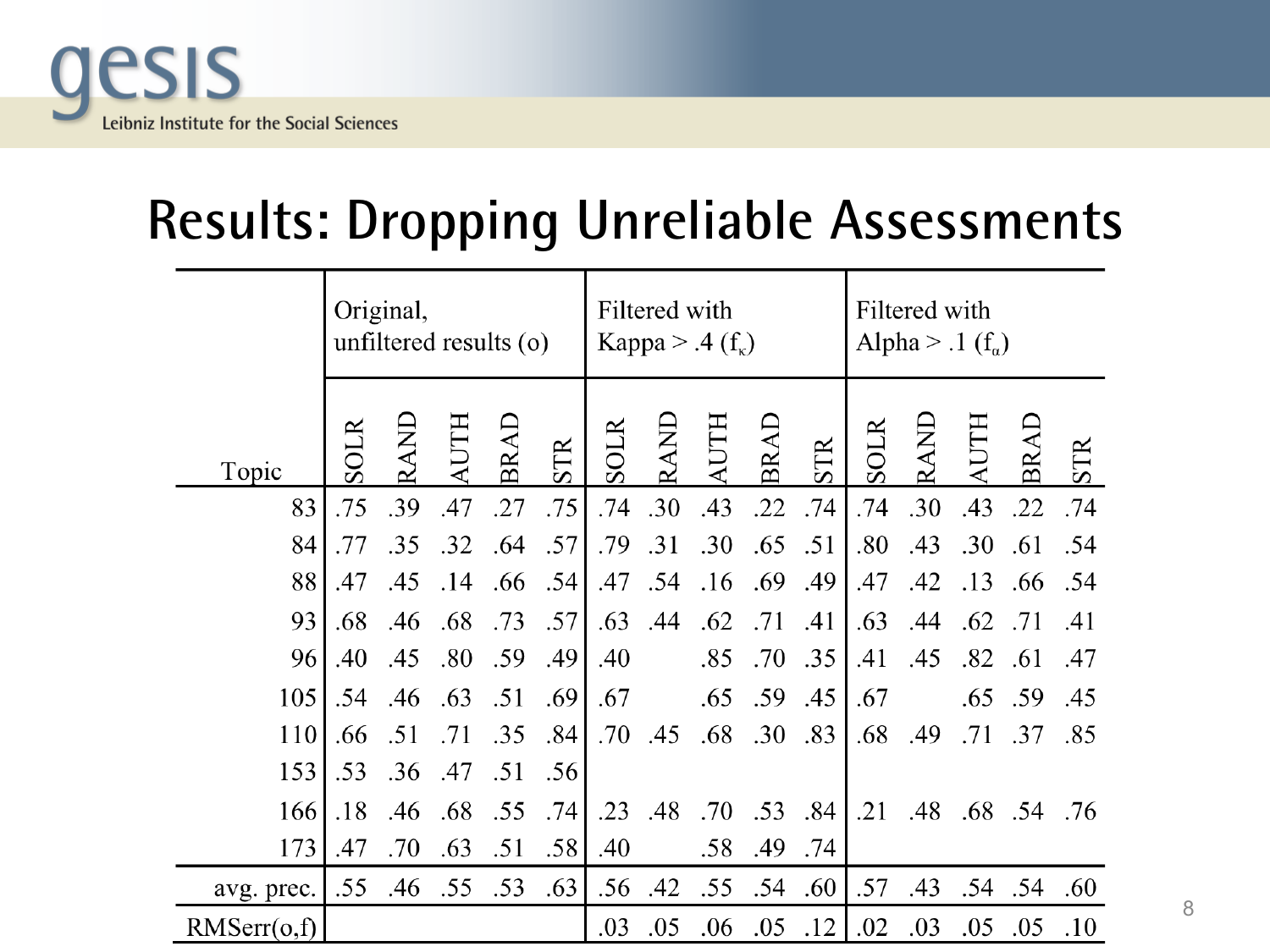## Results: Dropping Unreliable Assessments

| Topic | Original, unfiltered results (o) | | | | | Filtered with Kappa > .4 ($f_\kappa$) | | | | | Filtered with Alpha > .1 ($f_\alpha$) | | | | |
|---|---|---|---|---|---|---|---|---|---|---|---|---|---|---|---|
| | SOLR | RAND | AUTH | BRAD | STR | SOLR | RAND | AUTH | BRAD | STR | SOLR | RAND | AUTH | BRAD | STR |
| 83 | .75 | .39 | .47 | .27 | .75 | .74 | .30 | .43 | .22 | .74 | .74 | .30 | .43 | .22 | .74 |
| 84 | .77 | .35 | .32 | .64 | .57 | .79 | .31 | .30 | .65 | .51 | .80 | .43 | .30 | .61 | .54 |
| 88 | .47 | .45 | .14 | .66 | .54 | .47 | .54 | .16 | .69 | .49 | .47 | .42 | .13 | .66 | .54 |
| 93 | .68 | .46 | .68 | .73 | .57 | .63 | .44 | .62 | .71 | .41 | .63 | .44 | .62 | .71 | .41 |
| 96 | .40 | .45 | .80 | .59 | .49 | .40 | | .85 | .70 | .35 | .41 | .45 | .82 | .61 | .47 |
| 105 | .54 | .46 | .63 | .51 | .69 | .67 | | .65 | .59 | .45 | .67 | | .65 | .59 | .45 |
| 110 | .66 | .51 | .71 | .35 | .84 | .70 | .45 | .68 | .30 | .83 | .68 | .49 | .71 | .37 | .85 |
| 153 | .53 | .36 | .47 | .51 | .56 | | | | | | | | | | |
| 166 | .18 | .46 | .68 | .55 | .74 | .23 | .48 | .70 | .53 | .84 | .21 | .48 | .68 | .54 | .76 |
| 173 | .47 | .70 | .63 | .51 | .58 | .40 | | .58 | .49 | .74 | | | | | |
| avg. prec. | .55 | .46 | .55 | .53 | .63 | .56 | .42 | .55 | .54 | .60 | .57 | .43 | .54 | .54 | .60 |
| RMSerr(o,f) | | | | | | .03 | .05 | .06 | .05 | .12 | .02 | .03 | .05 | .05 | .10 |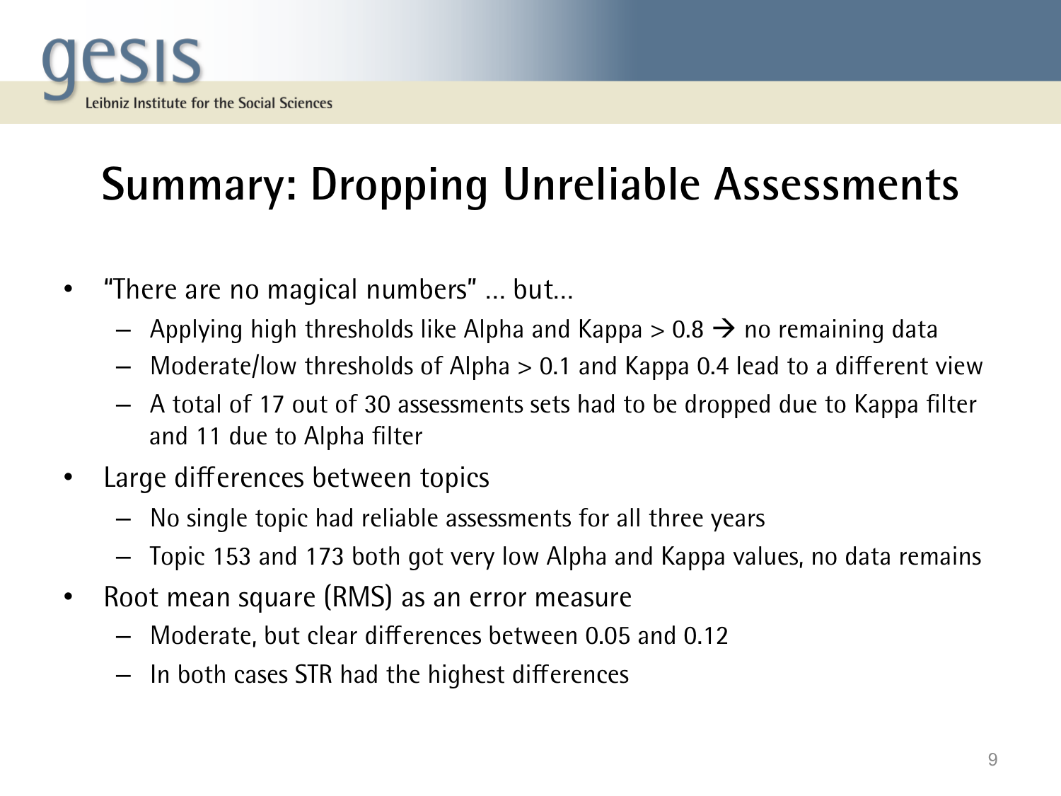# Summary: Dropping Unreliable Assessments

- "There are no magical numbers" … but…
  - Applying high thresholds like Alpha and Kappa > 0.8 → no remaining data
  - Moderate/low thresholds of Alpha > 0.1 and Kappa 0.4 lead to a different view
  - A total of 17 out of 30 assessments sets had to be dropped due to Kappa filter and 11 due to Alpha filter
- Large differences between topics
  - No single topic had reliable assessments for all three years
  - Topic 153 and 173 both got very low Alpha and Kappa values, no data remains
- Root mean square (RMS) as an error measure
  - Moderate, but clear differences between 0.05 and 0.12
  - In both cases STR had the highest differences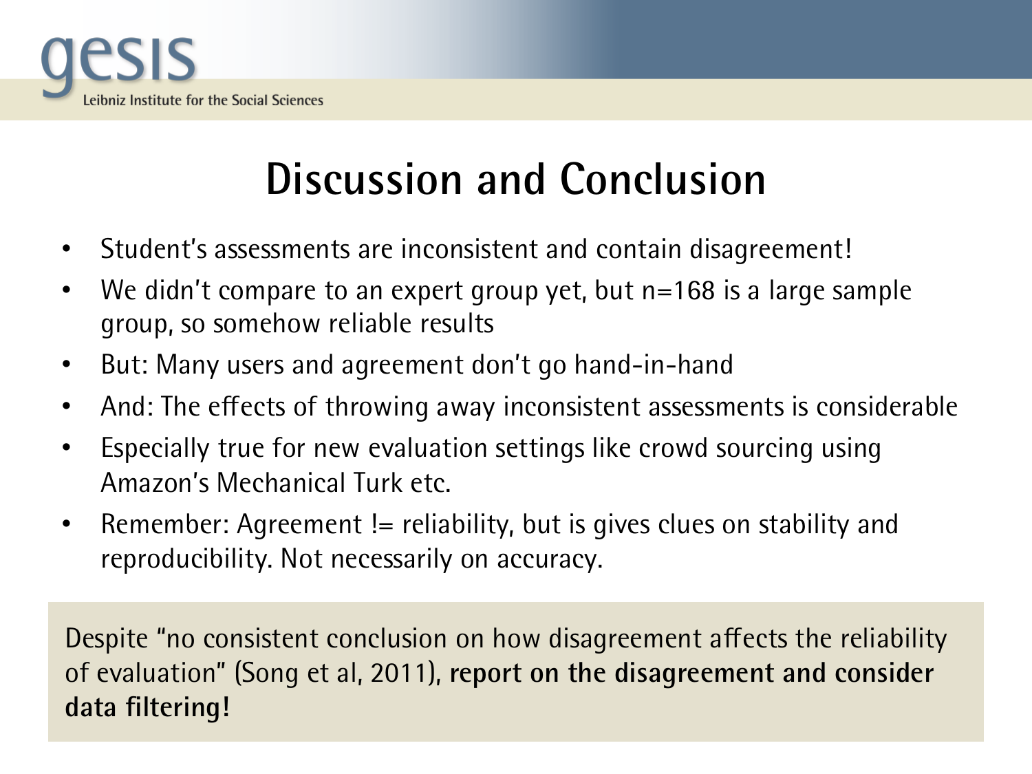# Discussion and Conclusion

- Student's assessments are inconsistent and contain disagreement!
- We didn't compare to an expert group yet, but n=168 is a large sample group, so somehow reliable results
- But: Many users and agreement don't go hand-in-hand
- And: The effects of throwing away inconsistent assessments is considerable
- Especially true for new evaluation settings like crowd sourcing using Amazon's Mechanical Turk etc.
- Remember: Agreement != reliability, but is gives clues on stability and reproducibility. Not necessarily on accuracy.

Despite "no consistent conclusion on how disagreement affects the reliability of evaluation" (Song et al, 2011), **report on the disagreement and consider data filtering!**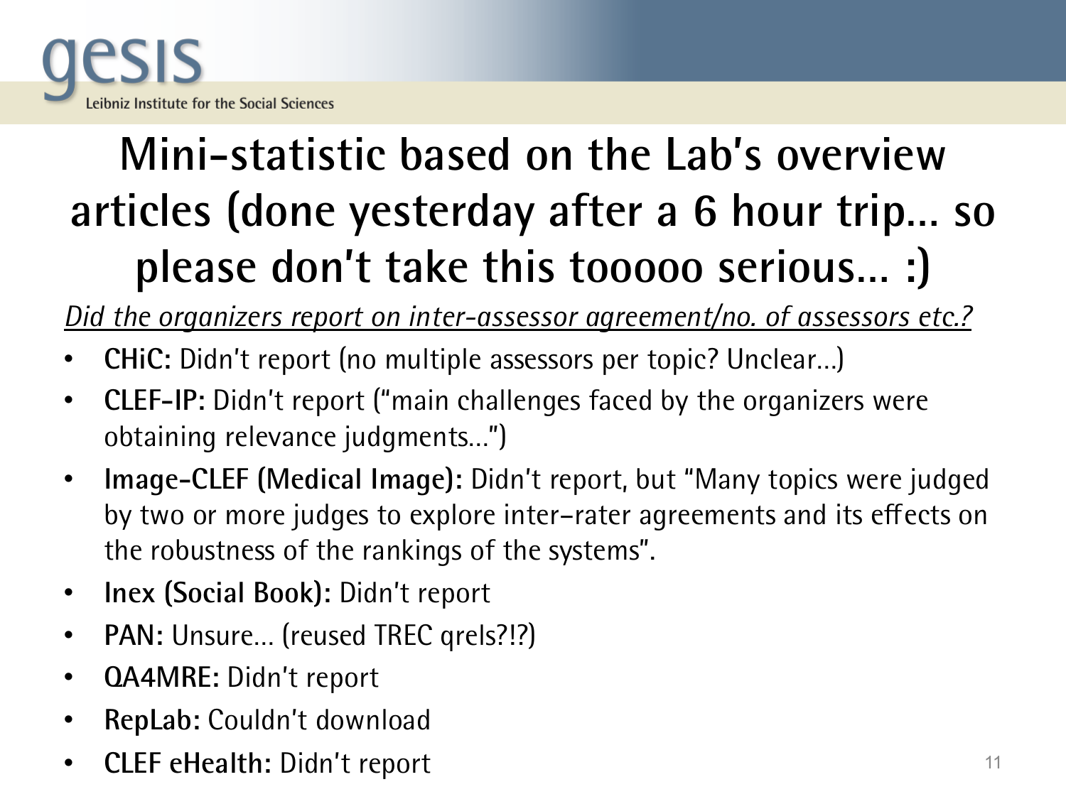# Mini-statistic based on the Lab's overview articles (done yesterday after a 6 hour trip… so please don't take this tooooo serious… :)

*Did the organizers report on inter-assessor agreement/no. of assessors etc.?*

- **CHiC:** Didn't report (no multiple assessors per topic? Unclear…)
- **CLEF-IP:** Didn't report ("main challenges faced by the organizers were obtaining relevance judgments…")
- **Image-CLEF (Medical Image):** Didn't report, but "Many topics were judged by two or more judges to explore inter-rater agreements and its effects on the robustness of the rankings of the systems".
- **Inex (Social Book):** Didn't report
- **PAN:** Unsure… (reused TREC qrels?!?)
- **QA4MRE:** Didn't report
- **RepLab:** Couldn't download
- **CLEF eHealth:** Didn't report